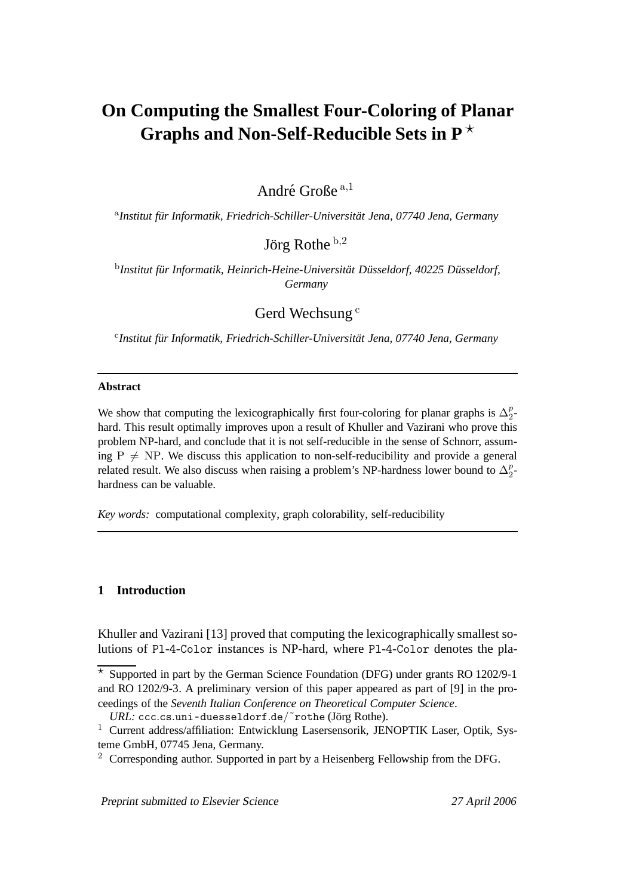# On Computing the Smallest Four-Coloring of Planar Graphs and Non-Self-Reducible Sets in P [⋆]

André Große [a,1]

[a] *Institut für Informatik, Friedrich-Schiller-Universität Jena, 07740 Jena, Germany*

Jörg Rothe [b,2]

[b] *Institut für Informatik, Heinrich-Heine-Universität Düsseldorf, 40225 Düsseldorf, Germany*

Gerd Wechsung [c]

[c] *Institut für Informatik, Friedrich-Schiller-Universität Jena, 07740 Jena, Germany*

---

**Abstract**

We show that computing the lexicographically first four-coloring for planar graphs is $\Delta_2^p$-hard. This result optimally improves upon a result of Khuller and Vazirani who prove this problem NP-hard, and conclude that it is not self-reducible in the sense of Schnorr, assuming $\mathrm{P} \neq \mathrm{NP}$. We discuss this application to non-self-reducibility and provide a general related result. We also discuss when raising a problem's NP-hardness lower bound to $\Delta_2^p$-hardness can be valuable.

*Key words:* computational complexity, graph colorability, self-reducibility

---

## 1 Introduction

Khuller and Vazirani [13] proved that computing the lexicographically smallest solutions of `Pl-4-Color` instances is NP-hard, where `Pl-4-Color` denotes the pla-

---

[⋆] Supported in part by the German Science Foundation (DFG) under grants RO 1202/9-1 and RO 1202/9-3. A preliminary version of this paper appeared as part of [9] in the proceedings of the *Seventh Italian Conference on Theoretical Computer Science*.
*URL:* `ccc.cs.uni-duesseldorf.de/~rothe` (Jörg Rothe).

[1] Current address/affiliation: Entwicklung Lasersensorik, JENOPTIK Laser, Optik, Systeme GmbH, 07745 Jena, Germany.

[2] Corresponding author. Supported in part by a Heisenberg Fellowship from the DFG.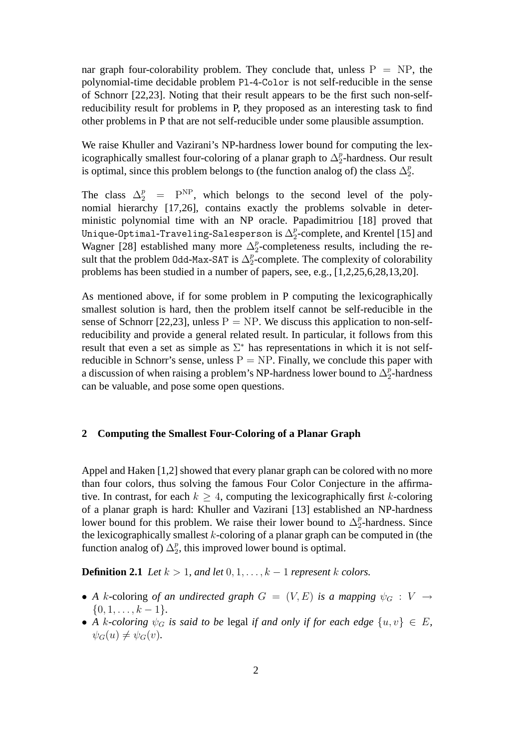nar graph four-colorability problem. They conclude that, unless $\mathrm{P} = \mathrm{NP}$, the polynomial-time decidable problem `Pl-4-Color` is not self-reducible in the sense of Schnorr [22,23]. Noting that their result appears to be the first such non-self-reducibility result for problems in P, they proposed as an interesting task to find other problems in P that are not self-reducible under some plausible assumption.

We raise Khuller and Vazirani's NP-hardness lower bound for computing the lexicographically smallest four-coloring of a planar graph to $\Delta_2^p$-hardness. Our result is optimal, since this problem belongs to (the function analog of) the class $\Delta_2^p$.

The class $\Delta_2^p = \mathrm{P}^{\mathrm{NP}}$, which belongs to the second level of the polynomial hierarchy [17,26], contains exactly the problems solvable in deterministic polynomial time with an NP oracle. Papadimitriou [18] proved that `Unique-Optimal-Traveling-Salesperson` is $\Delta_2^p$-complete, and Krentel [15] and Wagner [28] established many more $\Delta_2^p$-completeness results, including the result that the problem `Odd-Max-SAT` is $\Delta_2^p$-complete. The complexity of colorability problems has been studied in a number of papers, see, e.g., [1,2,25,6,28,13,20].

As mentioned above, if for some problem in P computing the lexicographically smallest solution is hard, then the problem itself cannot be self-reducible in the sense of Schnorr [22,23], unless $\mathrm{P} = \mathrm{NP}$. We discuss this application to non-self-reducibility and provide a general related result. In particular, it follows from this result that even a set as simple as $\Sigma^*$ has representations in which it is not self-reducible in Schnorr's sense, unless $\mathrm{P} = \mathrm{NP}$. Finally, we conclude this paper with a discussion of when raising a problem's NP-hardness lower bound to $\Delta_2^p$-hardness can be valuable, and pose some open questions.

## 2 Computing the Smallest Four-Coloring of a Planar Graph

Appel and Haken [1,2] showed that every planar graph can be colored with no more than four colors, thus solving the famous Four Color Conjecture in the affirmative. In contrast, for each $k \geq 4$, computing the lexicographically first $k$-coloring of a planar graph is hard: Khuller and Vazirani [13] established an NP-hardness lower bound for this problem. We raise their lower bound to $\Delta_2^p$-hardness. Since the lexicographically smallest $k$-coloring of a planar graph can be computed in (the function analog of) $\Delta_2^p$, this improved lower bound is optimal.

**Definition 2.1** *Let $k > 1$, and let $0, 1, \ldots, k-1$ represent $k$ colors.*

- *A* $k$-coloring *of an undirected graph $G = (V, E)$ is a mapping $\psi_G : V \rightarrow \{0, 1, \ldots, k-1\}$.*
- *A $k$-coloring $\psi_G$ is said to be* legal *if and only if for each edge $\{u, v\} \in E$, $\psi_G(u) \neq \psi_G(v)$.*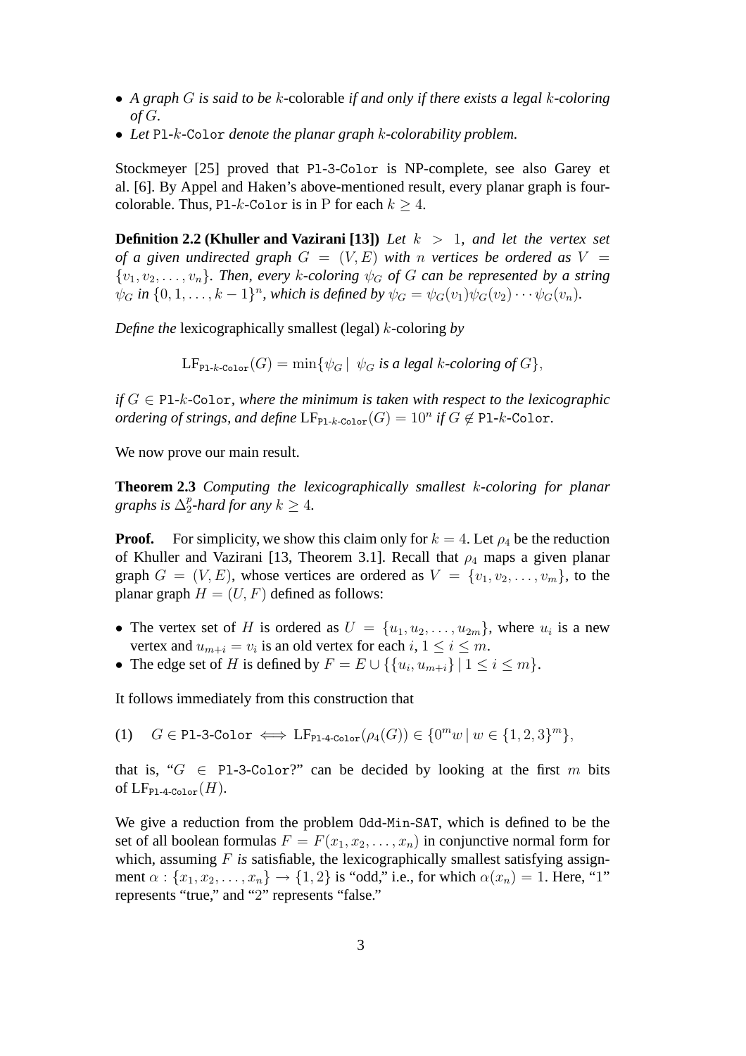- *A graph $G$ is said to be* $k$-colorable *if and only if there exists a legal $k$-coloring of $G$.*
- *Let* `Pl`-$k$-`Color` *denote the planar graph $k$-colorability problem.*

Stockmeyer [25] proved that `Pl-3-Color` is NP-complete, see also Garey et al. [6]. By Appel and Haken's above-mentioned result, every planar graph is four-colorable. Thus, `Pl`-$k$-`Color` is in $\mathrm{P}$ for each $k \geq 4$.

**Definition 2.2 (Khuller and Vazirani [13])** *Let $k > 1$, and let the vertex set of a given undirected graph $G = (V, E)$ with $n$ vertices be ordered as $V = \{v_1, v_2, \ldots, v_n\}$. Then, every $k$-coloring $\psi_G$ of $G$ can be represented by a string $\psi_G$ in $\{0, 1, \ldots, k-1\}^n$, which is defined by $\psi_G = \psi_G(v_1)\psi_G(v_2)\cdots\psi_G(v_n)$.*

*Define the* lexicographically smallest (legal) $k$-coloring *by*

$$\mathrm{LF}_{\texttt{Pl-}k\texttt{-Color}}(G) = \min\{\psi_G \mid \ \psi_G \text{ is a legal } k\text{-coloring of } G\},$$

*if $G \in$ `Pl`-$k$-`Color`, where the minimum is taken with respect to the lexicographic ordering of strings, and define $\mathrm{LF}_{\texttt{Pl-}k\texttt{-Color}}(G) = 10^n$ if $G \notin$ `Pl`-$k$-`Color`.*

We now prove our main result.

**Theorem 2.3** *Computing the lexicographically smallest $k$-coloring for planar graphs is $\Delta_2^p$-hard for any $k \geq 4$.*

**Proof.** For simplicity, we show this claim only for $k = 4$. Let $\rho_4$ be the reduction of Khuller and Vazirani [13, Theorem 3.1]. Recall that $\rho_4$ maps a given planar graph $G = (V, E)$, whose vertices are ordered as $V = \{v_1, v_2, \ldots, v_m\}$, to the planar graph $H = (U, F)$ defined as follows:

- The vertex set of $H$ is ordered as $U = \{u_1, u_2, \ldots, u_{2m}\}$, where $u_i$ is a new vertex and $u_{m+i} = v_i$ is an old vertex for each $i$, $1 \leq i \leq m$.
- The edge set of $H$ is defined by $F = E \cup \{\{u_i, u_{m+i}\} \mid 1 \leq i \leq m\}$.

It follows immediately from this construction that

$$(1) \quad G \in \texttt{Pl-3-Color} \iff \mathrm{LF}_{\texttt{Pl-4-Color}}(\rho_4(G)) \in \{0^m w \mid w \in \{1, 2, 3\}^m\},$$

that is, "$G \in$ `Pl-3-Color`?" can be decided by looking at the first $m$ bits of $\mathrm{LF}_{\texttt{Pl-4-Color}}(H)$.

We give a reduction from the problem `Odd-Min-SAT`, which is defined to be the set of all boolean formulas $F = F(x_1, x_2, \ldots, x_n)$ in conjunctive normal form for which, assuming $F$ *is* satisfiable, the lexicographically smallest satisfying assignment $\alpha : \{x_1, x_2, \ldots, x_n\} \rightarrow \{1, 2\}$ is "odd," i.e., for which $\alpha(x_n) = 1$. Here, "1" represents "true," and "2" represents "false."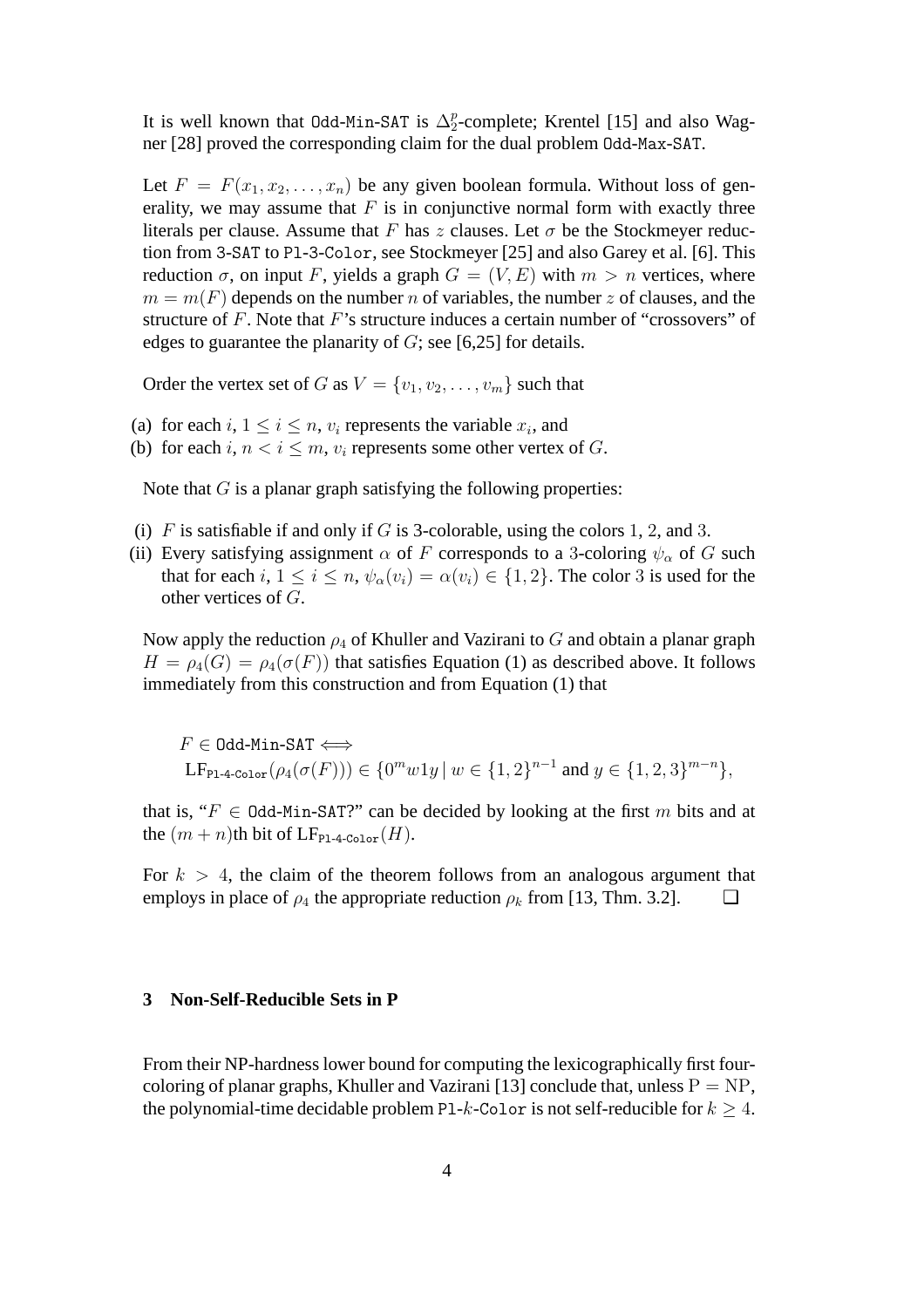It is well known that Odd-Min-SAT is $\Delta_2^p$-complete; Krentel [15] and also Wagner [28] proved the corresponding claim for the dual problem Odd-Max-SAT.

Let $F = F(x_1, x_2, \ldots, x_n)$ be any given boolean formula. Without loss of generality, we may assume that $F$ is in conjunctive normal form with exactly three literals per clause. Assume that $F$ has $z$ clauses. Let $\sigma$ be the Stockmeyer reduction from 3-SAT to Pl-3-Color, see Stockmeyer [25] and also Garey et al. [6]. This reduction $\sigma$, on input $F$, yields a graph $G = (V, E)$ with $m > n$ vertices, where $m = m(F)$ depends on the number $n$ of variables, the number $z$ of clauses, and the structure of $F$. Note that $F$'s structure induces a certain number of "crossovers" of edges to guarantee the planarity of $G$; see [6,25] for details.

Order the vertex set of $G$ as $V = \{v_1, v_2, \ldots, v_m\}$ such that

(a) for each $i$, $1 \leq i \leq n$, $v_i$ represents the variable $x_i$, and
(b) for each $i$, $n < i \leq m$, $v_i$ represents some other vertex of $G$.

Note that $G$ is a planar graph satisfying the following properties:

(i) $F$ is satisfiable if and only if $G$ is 3-colorable, using the colors 1, 2, and 3.
(ii) Every satisfying assignment $\alpha$ of $F$ corresponds to a 3-coloring $\psi_\alpha$ of $G$ such that for each $i$, $1 \leq i \leq n$, $\psi_\alpha(v_i) = \alpha(v_i) \in \{1, 2\}$. The color 3 is used for the other vertices of $G$.

Now apply the reduction $\rho_4$ of Khuller and Vazirani to $G$ and obtain a planar graph $H = \rho_4(G) = \rho_4(\sigma(F))$ that satisfies Equation (1) as described above. It follows immediately from this construction and from Equation (1) that

$$
\begin{aligned}
&F \in \texttt{Odd-Min-SAT} \iff \\
&\mathrm{LF}_{\texttt{Pl-4-Color}}(\rho_4(\sigma(F))) \in \{0^m w 1 y \mid w \in \{1,2\}^{n-1} \text{ and } y \in \{1,2,3\}^{m-n}\},
\end{aligned}
$$

that is, "$F \in$ Odd-Min-SAT?" can be decided by looking at the first $m$ bits and at the $(m+n)$th bit of $\mathrm{LF}_{\texttt{Pl-4-Color}}(H)$.

For $k > 4$, the claim of the theorem follows from an analogous argument that employs in place of $\rho_4$ the appropriate reduction $\rho_k$ from [13, Thm. 3.2]. ❑

## 3 Non-Self-Reducible Sets in P

From their NP-hardness lower bound for computing the lexicographically first four-coloring of planar graphs, Khuller and Vazirani [13] conclude that, unless $\mathrm{P} = \mathrm{NP}$, the polynomial-time decidable problem Pl-$k$-Color is not self-reducible for $k \geq 4$.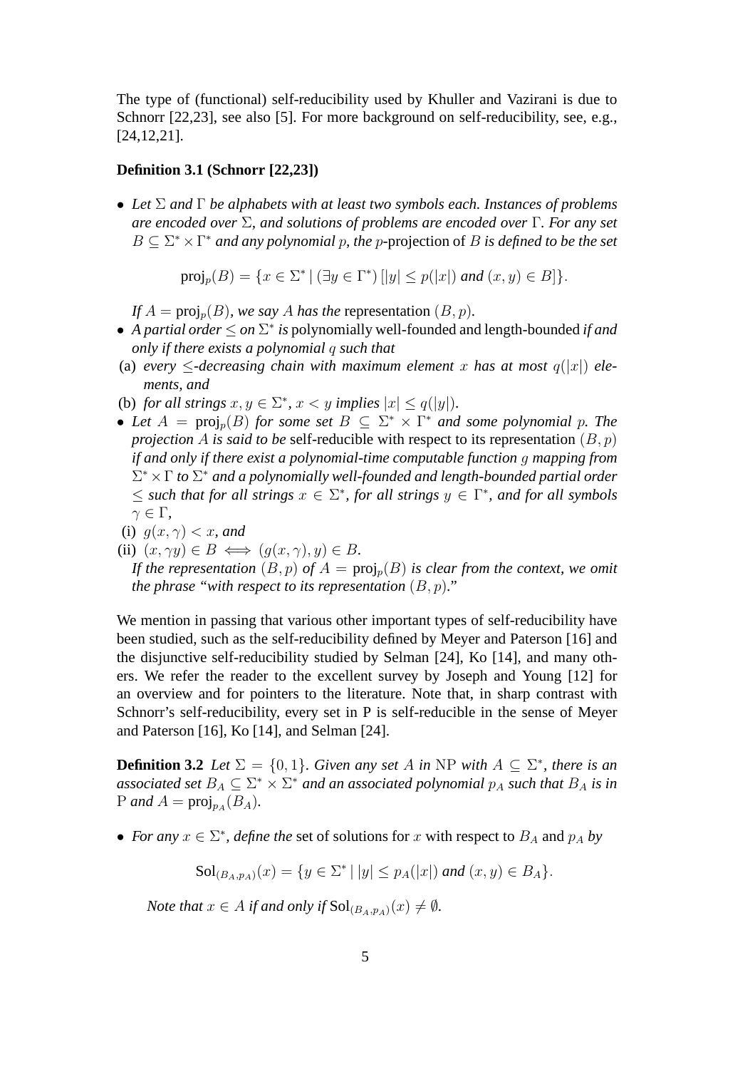The type of (functional) self-reducibility used by Khuller and Vazirani is due to Schnorr [22,23], see also [5]. For more background on self-reducibility, see, e.g., [24,12,21].

**Definition 3.1 (Schnorr [22,23])**

- *Let $\Sigma$ and $\Gamma$ be alphabets with at least two symbols each. Instances of problems are encoded over $\Sigma$, and solutions of problems are encoded over $\Gamma$. For any set $B \subseteq \Sigma^* \times \Gamma^*$ and any polynomial $p$, the* $p$-projection of $B$ *is defined to be the set*

$$\text{proj}_p(B) = \{x \in \Sigma^* \mid (\exists y \in \Gamma^*)\,[|y| \leq p(|x|) \textit{ and } (x, y) \in B]\}.$$

  *If $A = \text{proj}_p(B)$, we say $A$ has the* representation $(B, p)$.
- *A partial order $\leq$ on $\Sigma^*$ is* polynomially well-founded and length-bounded *if and only if there exists a polynomial $q$ such that*

(a) *every $\leq$-decreasing chain with maximum element $x$ has at most $q(|x|)$ elements, and*

(b) *for all strings $x, y \in \Sigma^*$, $x < y$ implies $|x| \leq q(|y|)$.*

- *Let $A = \text{proj}_p(B)$ for some set $B \subseteq \Sigma^* \times \Gamma^*$ and some polynomial $p$. The projection $A$ is said to be* self-reducible with respect to its representation $(B, p)$ *if and only if there exist a polynomial-time computable function $g$ mapping from $\Sigma^* \times \Gamma$ to $\Sigma^*$ and a polynomially well-founded and length-bounded partial order $\leq$ such that for all strings $x \in \Sigma^*$, for all strings $y \in \Gamma^*$, and for all symbols $\gamma \in \Gamma$,*

(i) $g(x, \gamma) < x$, *and*

(ii) $(x, \gamma y) \in B \iff (g(x, \gamma), y) \in B$.

*If the representation $(B, p)$ of $A = \text{proj}_p(B)$ is clear from the context, we omit the phrase "with respect to its representation $(B, p)$."*

We mention in passing that various other important types of self-reducibility have been studied, such as the self-reducibility defined by Meyer and Paterson [16] and the disjunctive self-reducibility studied by Selman [24], Ko [14], and many others. We refer the reader to the excellent survey by Joseph and Young [12] for an overview and for pointers to the literature. Note that, in sharp contrast with Schnorr's self-reducibility, every set in P is self-reducible in the sense of Meyer and Paterson [16], Ko [14], and Selman [24].

**Definition 3.2** *Let $\Sigma = \{0, 1\}$. Given any set $A$ in $\mathrm{NP}$ with $A \subseteq \Sigma^*$, there is an associated set $B_A \subseteq \Sigma^* \times \Sigma^*$ and an associated polynomial $p_A$ such that $B_A$ is in $\mathrm{P}$ and $A = \text{proj}_{p_A}(B_A)$.*

- *For any $x \in \Sigma^*$, define the* set of solutions for $x$ with respect to $B_A$ and $p_A$ *by*

$$\text{Sol}_{(B_A, p_A)}(x) = \{y \in \Sigma^* \mid |y| \leq p_A(|x|) \textit{ and } (x, y) \in B_A\}.$$

  *Note that $x \in A$ if and only if $\text{Sol}_{(B_A, p_A)}(x) \neq \emptyset$.*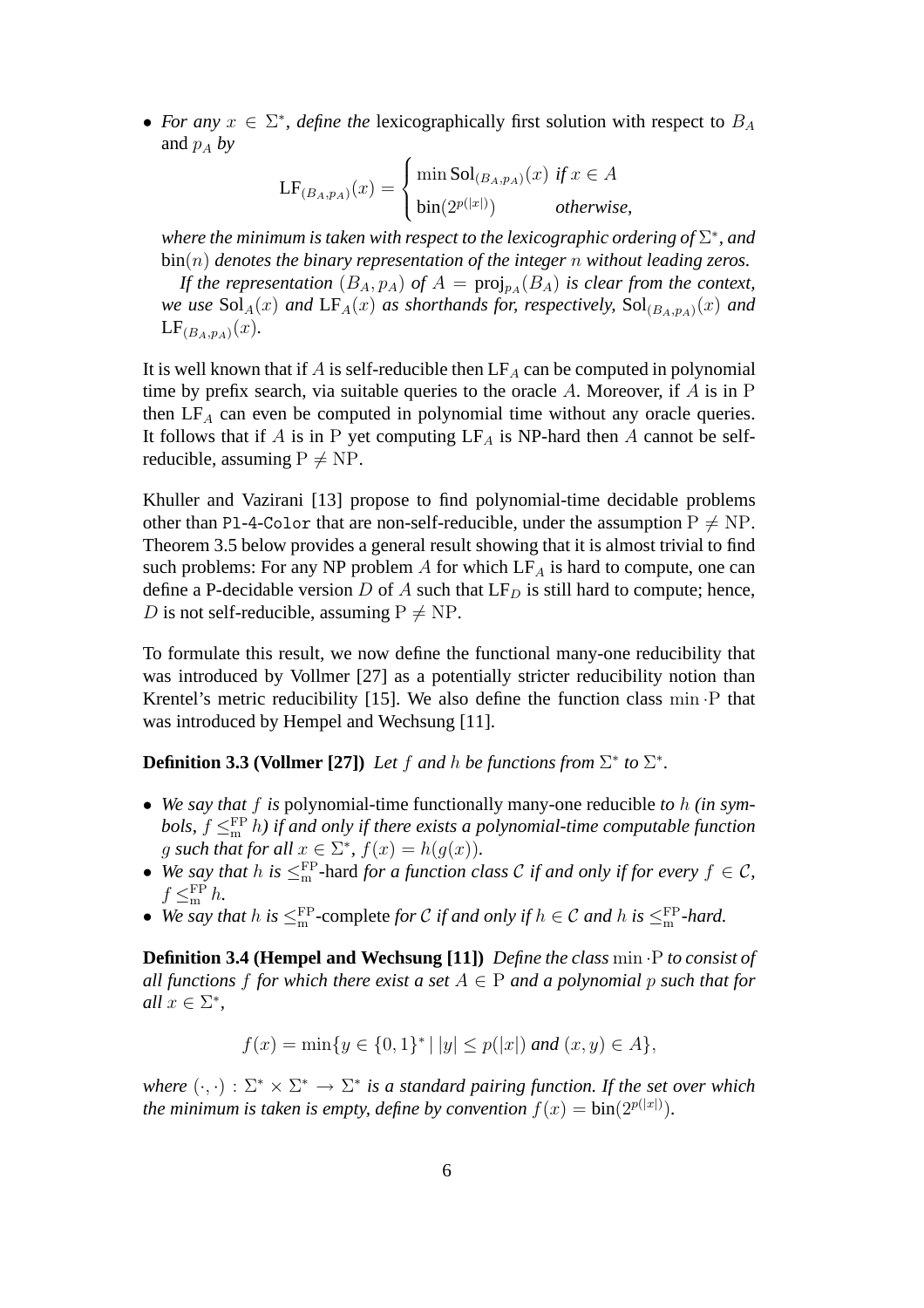- *For any $x \in \Sigma^*$, define the* lexicographically first solution with respect to $B_A$ and $p_A$ *by*

$$\mathrm{LF}_{(B_A,p_A)}(x) = \begin{cases} \min \mathrm{Sol}_{(B_A,p_A)}(x) & \text{if } x \in A \\ \mathrm{bin}(2^{p(|x|)}) & \text{otherwise,} \end{cases}$$

  *where the minimum is taken with respect to the lexicographic ordering of $\Sigma^*$, and $\mathrm{bin}(n)$ denotes the binary representation of the integer $n$ without leading zeros.*

  *If the representation $(B_A, p_A)$ of $A = \mathrm{proj}_{p_A}(B_A)$ is clear from the context, we use $\mathrm{Sol}_A(x)$ and $\mathrm{LF}_A(x)$ as shorthands for, respectively, $\mathrm{Sol}_{(B_A,p_A)}(x)$ and $\mathrm{LF}_{(B_A,p_A)}(x)$.*

It is well known that if $A$ is self-reducible then $\mathrm{LF}_A$ can be computed in polynomial time by prefix search, via suitable queries to the oracle $A$. Moreover, if $A$ is in $\mathrm{P}$ then $\mathrm{LF}_A$ can even be computed in polynomial time without any oracle queries. It follows that if $A$ is in $\mathrm{P}$ yet computing $\mathrm{LF}_A$ is NP-hard then $A$ cannot be self-reducible, assuming $\mathrm{P} \neq \mathrm{NP}$.

Khuller and Vazirani [13] propose to find polynomial-time decidable problems other than `Pl-4-Color` that are non-self-reducible, under the assumption $\mathrm{P} \neq \mathrm{NP}$. Theorem 3.5 below provides a general result showing that it is almost trivial to find such problems: For any NP problem $A$ for which $\mathrm{LF}_A$ is hard to compute, one can define a P-decidable version $D$ of $A$ such that $\mathrm{LF}_D$ is still hard to compute; hence, $D$ is not self-reducible, assuming $\mathrm{P} \neq \mathrm{NP}$.

To formulate this result, we now define the functional many-one reducibility that was introduced by Vollmer [27] as a potentially stricter reducibility notion than Krentel's metric reducibility [15]. We also define the function class $\min \cdot \mathrm{P}$ that was introduced by Hempel and Wechsung [11].

**Definition 3.3 (Vollmer [27])** *Let $f$ and $h$ be functions from $\Sigma^*$ to $\Sigma^*$.*

- *We say that $f$ is* polynomial-time functionally many-one reducible *to $h$ (in symbols, $f \leq_{\mathrm{m}}^{\mathrm{FP}} h$) if and only if there exists a polynomial-time computable function $g$ such that for all $x \in \Sigma^*$, $f(x) = h(g(x))$.*
- *We say that $h$ is $\leq_{\mathrm{m}}^{\mathrm{FP}}$-*hard *for a function class $\mathcal{C}$ if and only if for every $f \in \mathcal{C}$, $f \leq_{\mathrm{m}}^{\mathrm{FP}} h$.*
- *We say that $h$ is $\leq_{\mathrm{m}}^{\mathrm{FP}}$-*complete *for $\mathcal{C}$ if and only if $h \in \mathcal{C}$ and $h$ is $\leq_{\mathrm{m}}^{\mathrm{FP}}$-hard.*

**Definition 3.4 (Hempel and Wechsung [11])** *Define the class $\min \cdot \mathrm{P}$ to consist of all functions $f$ for which there exist a set $A \in \mathrm{P}$ and a polynomial $p$ such that for all $x \in \Sigma^*$,*

$$f(x) = \min\{y \in \{0,1\}^* \mid |y| \leq p(|x|) \text{ and } (x,y) \in A\},$$

*where $(\cdot,\cdot) : \Sigma^* \times \Sigma^* \to \Sigma^*$ is a standard pairing function. If the set over which the minimum is taken is empty, define by convention $f(x) = \mathrm{bin}(2^{p(|x|)})$.*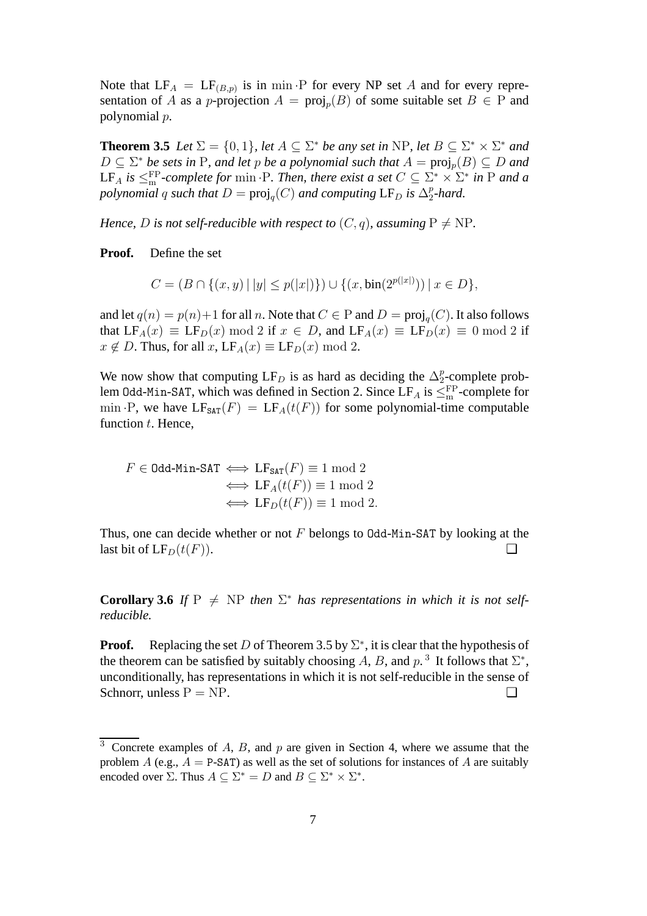Note that $\mathrm{LF}_A = \mathrm{LF}_{(B,p)}$ is in $\min \cdot \mathrm{P}$ for every NP set $A$ and for every representation of $A$ as a $p$-projection $A = \mathrm{proj}_p(B)$ of some suitable set $B \in \mathrm{P}$ and polynomial $p$.

**Theorem 3.5** *Let $\Sigma = \{0,1\}$, let $A \subseteq \Sigma^*$ be any set in* NP*, let $B \subseteq \Sigma^* \times \Sigma^*$ and $D \subseteq \Sigma^*$ be sets in* P*, and let $p$ be a polynomial such that $A = \mathrm{proj}_p(B) \subseteq D$ and $\mathrm{LF}_A$ is $\leq_{\mathrm{m}}^{\mathrm{FP}}$-complete for $\min \cdot \mathrm{P}$. Then, there exist a set $C \subseteq \Sigma^* \times \Sigma^*$ in* P *and a polynomial $q$ such that $D = \mathrm{proj}_q(C)$ and computing $\mathrm{LF}_D$ is $\Delta_2^p$-hard.*

*Hence, $D$ is not self-reducible with respect to $(C, q)$, assuming $\mathrm{P} \neq \mathrm{NP}$.*

**Proof.** Define the set

$$C = (B \cap \{(x,y) \mid |y| \leq p(|x|)\}) \cup \{(x, \mathrm{bin}(2^{p(|x|)})) \mid x \in D\},$$

and let $q(n) = p(n)+1$ for all $n$. Note that $C \in \mathrm{P}$ and $D = \mathrm{proj}_q(C)$. It also follows that $\mathrm{LF}_A(x) \equiv \mathrm{LF}_D(x) \bmod 2$ if $x \in D$, and $\mathrm{LF}_A(x) \equiv \mathrm{LF}_D(x) \equiv 0 \bmod 2$ if $x \notin D$. Thus, for all $x$, $\mathrm{LF}_A(x) \equiv \mathrm{LF}_D(x) \bmod 2$.

We now show that computing $\mathrm{LF}_D$ is as hard as deciding the $\Delta_2^p$-complete problem Odd-Min-SAT, which was defined in Section 2. Since $\mathrm{LF}_A$ is $\leq_{\mathrm{m}}^{\mathrm{FP}}$-complete for $\min \cdot \mathrm{P}$, we have $\mathrm{LF}_{\mathtt{SAT}}(F) = \mathrm{LF}_A(t(F))$ for some polynomial-time computable function $t$. Hence,

$$\begin{aligned} F \in \texttt{Odd-Min-SAT} &\iff \mathrm{LF}_{\mathtt{SAT}}(F) \equiv 1 \bmod 2 \\ &\iff \mathrm{LF}_A(t(F)) \equiv 1 \bmod 2 \\ &\iff \mathrm{LF}_D(t(F)) \equiv 1 \bmod 2. \end{aligned}$$

Thus, one can decide whether or not $F$ belongs to Odd-Min-SAT by looking at the last bit of $\mathrm{LF}_D(t(F))$. ❑

**Corollary 3.6** *If $\mathrm{P} \neq \mathrm{NP}$ then $\Sigma^*$ has representations in which it is not self-reducible.*

**Proof.** Replacing the set $D$ of Theorem 3.5 by $\Sigma^*$, it is clear that the hypothesis of the theorem can be satisfied by suitably choosing $A$, $B$, and $p$.[3] It follows that $\Sigma^*$, unconditionally, has representations in which it is not self-reducible in the sense of Schnorr, unless $\mathrm{P} = \mathrm{NP}$. ❑

[3] Concrete examples of $A$, $B$, and $p$ are given in Section 4, where we assume that the problem $A$ (e.g., $A =$ P-SAT) as well as the set of solutions for instances of $A$ are suitably encoded over $\Sigma$. Thus $A \subseteq \Sigma^* = D$ and $B \subseteq \Sigma^* \times \Sigma^*$.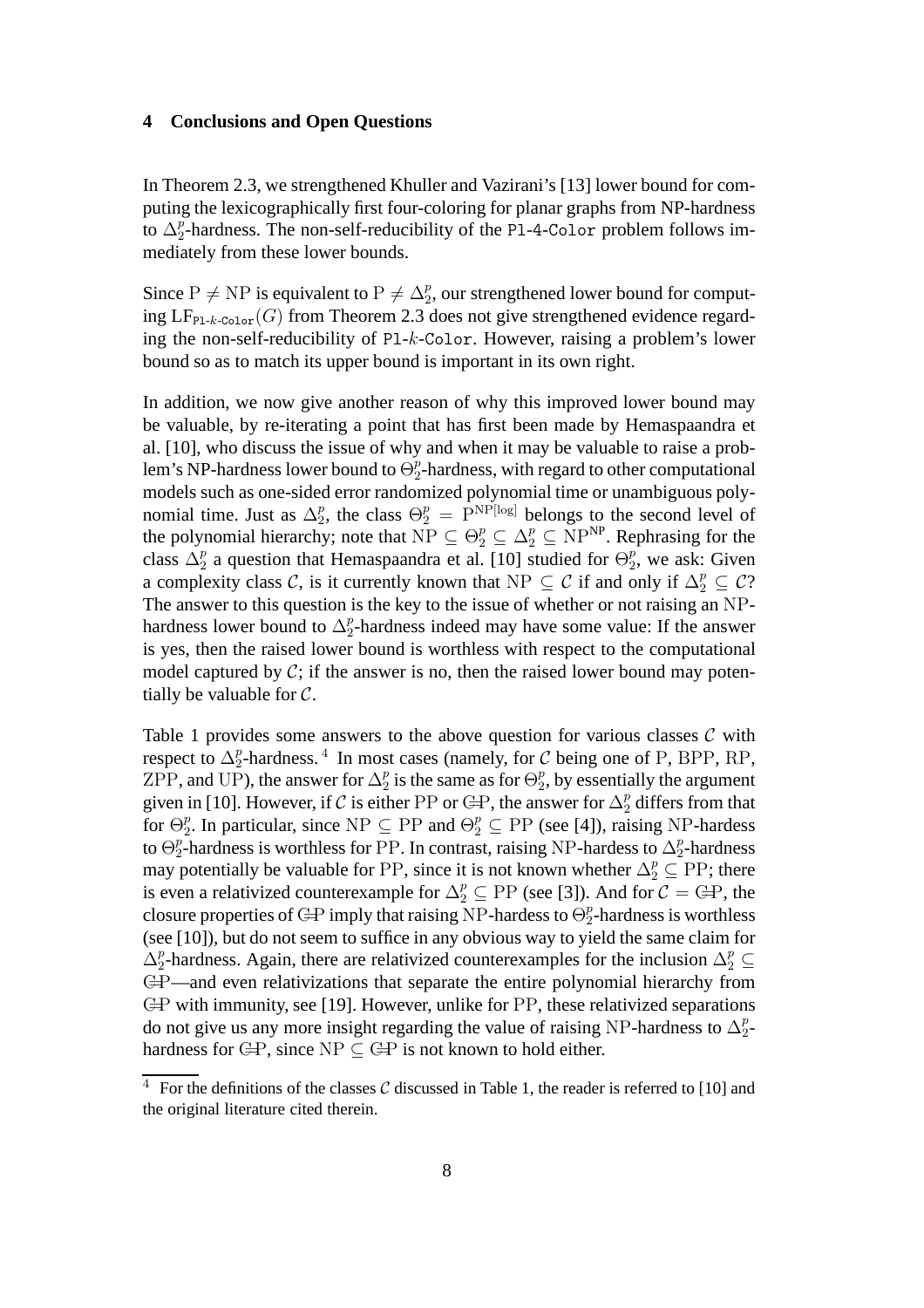## 4 Conclusions and Open Questions

In Theorem 2.3, we strengthened Khuller and Vazirani's [13] lower bound for computing the lexicographically first four-coloring for planar graphs from NP-hardness to $\Delta_2^p$-hardness. The non-self-reducibility of the Pl-4-Color problem follows immediately from these lower bounds.

Since $\mathrm{P} \neq \mathrm{NP}$ is equivalent to $\mathrm{P} \neq \Delta_2^p$, our strengthened lower bound for computing $\mathrm{LF}_{\texttt{Pl-}k\texttt{-Color}}(G)$ from Theorem 2.3 does not give strengthened evidence regarding the non-self-reducibility of Pl-$k$-Color. However, raising a problem's lower bound so as to match its upper bound is important in its own right.

In addition, we now give another reason of why this improved lower bound may be valuable, by re-iterating a point that has first been made by Hemaspaandra et al. [10], who discuss the issue of why and when it may be valuable to raise a problem's NP-hardness lower bound to $\Theta_2^p$-hardness, with regard to other computational models such as one-sided error randomized polynomial time or unambiguous polynomial time. Just as $\Delta_2^p$, the class $\Theta_2^p = \mathrm{P}^{\mathrm{NP}[\log]}$ belongs to the second level of the polynomial hierarchy; note that $\mathrm{NP} \subseteq \Theta_2^p \subseteq \Delta_2^p \subseteq \mathrm{NP}^{\mathrm{NP}}$. Rephrasing for the class $\Delta_2^p$ a question that Hemaspaandra et al. [10] studied for $\Theta_2^p$, we ask: Given a complexity class $\mathcal{C}$, is it currently known that $\mathrm{NP} \subseteq \mathcal{C}$ if and only if $\Delta_2^p \subseteq \mathcal{C}$? The answer to this question is the key to the issue of whether or not raising an NP-hardness lower bound to $\Delta_2^p$-hardness indeed may have some value: If the answer is yes, then the raised lower bound is worthless with respect to the computational model captured by $\mathcal{C}$; if the answer is no, then the raised lower bound may potentially be valuable for $\mathcal{C}$.

Table 1 provides some answers to the above question for various classes $\mathcal{C}$ with respect to $\Delta_2^p$-hardness.[4] In most cases (namely, for $\mathcal{C}$ being one of P, BPP, RP, ZPP, and UP), the answer for $\Delta_2^p$ is the same as for $\Theta_2^p$, by essentially the argument given in [10]. However, if $\mathcal{C}$ is either PP or $\mathrm{C_{=}P}$, the answer for $\Delta_2^p$ differs from that for $\Theta_2^p$. In particular, since $\mathrm{NP} \subseteq \mathrm{PP}$ and $\Theta_2^p \subseteq \mathrm{PP}$ (see [4]), raising NP-hardess to $\Theta_2^p$-hardness is worthless for PP. In contrast, raising NP-hardess to $\Delta_2^p$-hardness may potentially be valuable for PP, since it is not known whether $\Delta_2^p \subseteq \mathrm{PP}$; there is even a relativized counterexample for $\Delta_2^p \subseteq \mathrm{PP}$ (see [3]). And for $\mathcal{C} = \mathrm{C_{=}P}$, the closure properties of $\mathrm{C_{=}P}$ imply that raising NP-hardess to $\Theta_2^p$-hardness is worthless (see [10]), but do not seem to suffice in any obvious way to yield the same claim for $\Delta_2^p$-hardness. Again, there are relativized counterexamples for the inclusion $\Delta_2^p \subseteq \mathrm{C_{=}P}$—and even relativizations that separate the entire polynomial hierarchy from $\mathrm{C_{=}P}$ with immunity, see [19]. However, unlike for PP, these relativized separations do not give us any more insight regarding the value of raising NP-hardess to $\Delta_2^p$-hardness for $\mathrm{C_{=}P}$, since $\mathrm{NP} \subseteq \mathrm{C_{=}P}$ is not known to hold either.

[4] For the definitions of the classes $\mathcal{C}$ discussed in Table 1, the reader is referred to [10] and the original literature cited therein.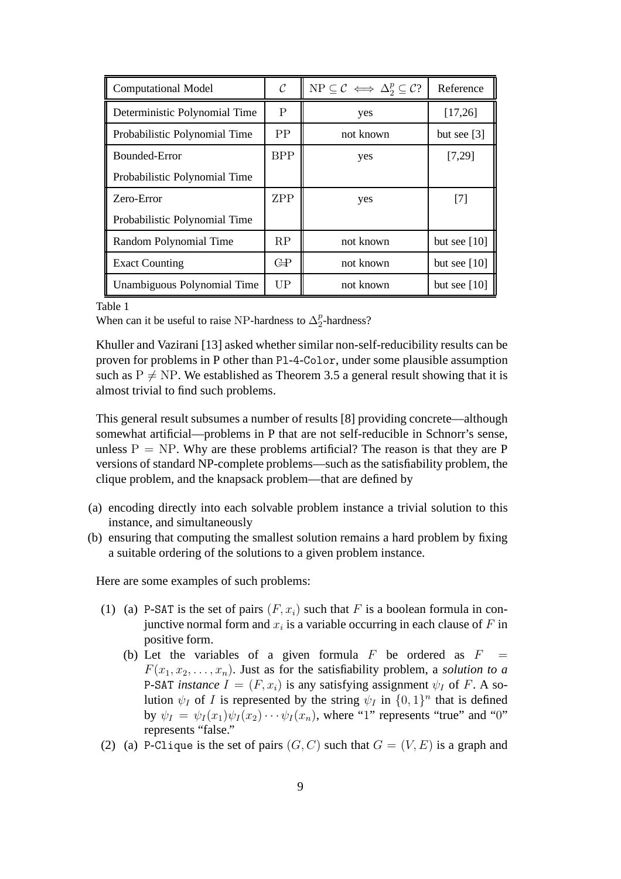| Computational Model | $\mathcal{C}$ | $\mathrm{NP} \subseteq \mathcal{C} \iff \Delta_2^p \subseteq \mathcal{C}$? | Reference |
| --- | --- | --- | --- |
| Deterministic Polynomial Time | $\mathrm{P}$ | yes | [17,26] |
| Probabilistic Polynomial Time | $\mathrm{PP}$ | not known | but see [3] |
| Bounded-Error Probabilistic Polynomial Time | $\mathrm{BPP}$ | yes | [7,29] |
| Zero-Error Probabilistic Polynomial Time | $\mathrm{ZPP}$ | yes | [7] |
| Random Polynomial Time | $\mathrm{RP}$ | not known | but see [10] |
| Exact Counting | $\mathrm{C_{=}P}$ | not known | but see [10] |
| Unambiguous Polynomial Time | $\mathrm{UP}$ | not known | but see [10] |

Table 1
When can it be useful to raise $\mathrm{NP}$-hardness to $\Delta_2^p$-hardness?

Khuller and Vazirani [13] asked whether similar non-self-reducibility results can be proven for problems in P other than `Pl-4-Color`, under some plausible assumption such as $\mathrm{P} \neq \mathrm{NP}$. We established as Theorem 3.5 a general result showing that it is almost trivial to find such problems.

This general result subsumes a number of results [8] providing concrete—although somewhat artificial—problems in P that are not self-reducible in Schnorr's sense, unless $\mathrm{P} = \mathrm{NP}$. Why are these problems artificial? The reason is that they are P versions of standard NP-complete problems—such as the satisfiability problem, the clique problem, and the knapsack problem—that are defined by

(a) encoding directly into each solvable problem instance a trivial solution to this instance, and simultaneously
(b) ensuring that computing the smallest solution remains a hard problem by fixing a suitable ordering of the solutions to a given problem instance.

Here are some examples of such problems:

(1) (a) `P-SAT` is the set of pairs $(F, x_i)$ such that $F$ is a boolean formula in conjunctive normal form and $x_i$ is a variable occurring in each clause of $F$ in positive form.
  (b) Let the variables of a given formula $F$ be ordered as $F = F(x_1, x_2, \ldots, x_n)$. Just as for the satisfiability problem, a *solution to a* `P-SAT` *instance* $I = (F, x_i)$ is any satisfying assignment $\psi_I$ of $F$. A solution $\psi_I$ of $I$ is represented by the string $\psi_I$ in $\{0, 1\}^n$ that is defined by $\psi_I = \psi_I(x_1)\psi_I(x_2)\cdots\psi_I(x_n)$, where "1" represents "true" and "0" represents "false."

(2) (a) `P-Clique` is the set of pairs $(G, C)$ such that $G = (V, E)$ is a graph and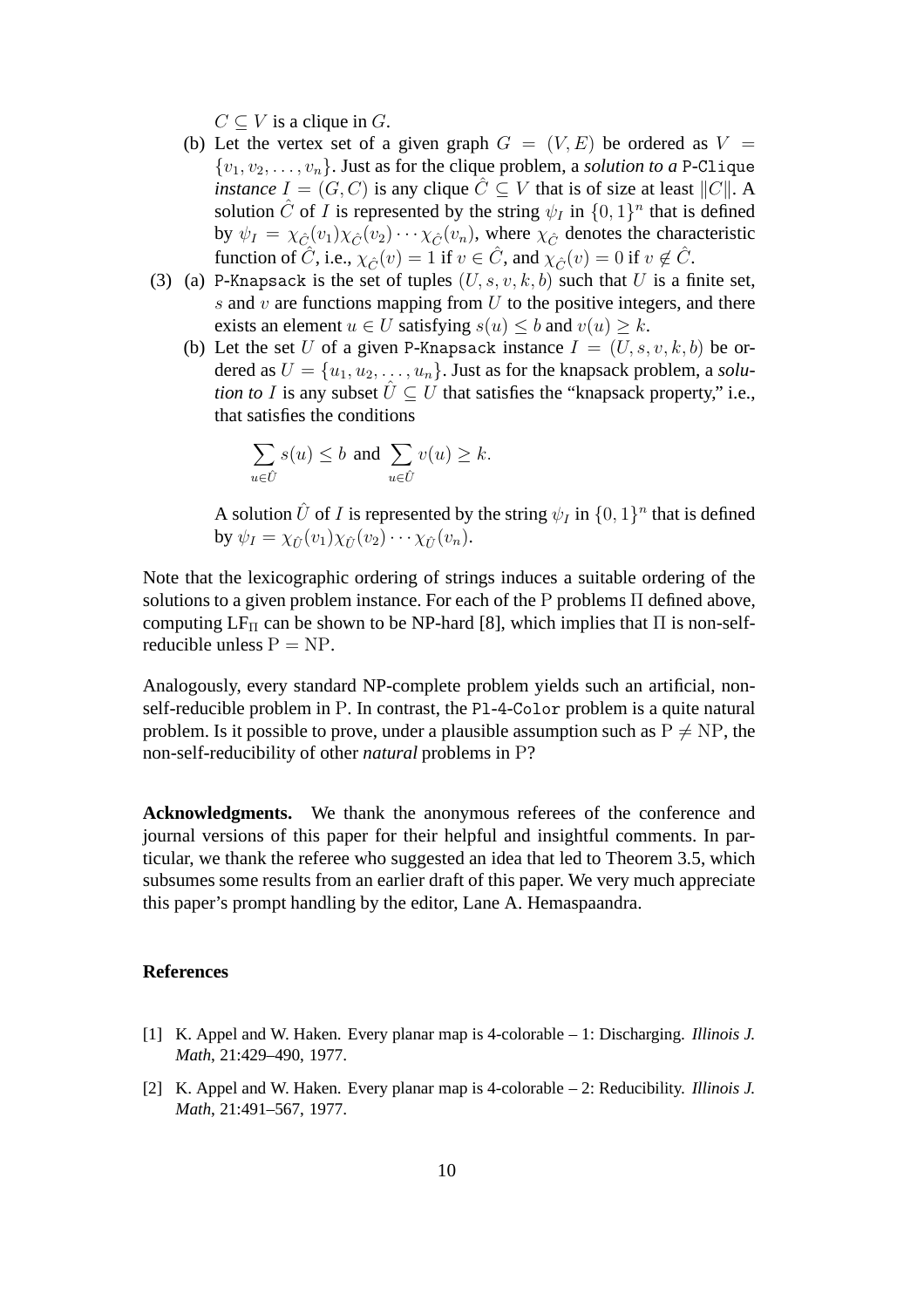$C \subseteq V$ is a clique in $G$.

(b) Let the vertex set of a given graph $G = (V, E)$ be ordered as $V = \{v_1, v_2, \ldots, v_n\}$. Just as for the clique problem, a *solution to a* P-Clique *instance* $I = (G, C)$ is any clique $\hat{C} \subseteq V$ that is of size at least $\|C\|$. A solution $\hat{C}$ of $I$ is represented by the string $\psi_I$ in $\{0,1\}^n$ that is defined by $\psi_I = \chi_{\hat{C}}(v_1)\chi_{\hat{C}}(v_2)\cdots\chi_{\hat{C}}(v_n)$, where $\chi_{\hat{C}}$ denotes the characteristic function of $\hat{C}$, i.e., $\chi_{\hat{C}}(v) = 1$ if $v \in \hat{C}$, and $\chi_{\hat{C}}(v) = 0$ if $v \notin \hat{C}$.

(3) (a) P-Knapsack is the set of tuples $(U, s, v, k, b)$ such that $U$ is a finite set, $s$ and $v$ are functions mapping from $U$ to the positive integers, and there exists an element $u \in U$ satisfying $s(u) \leq b$ and $v(u) \geq k$.

(b) Let the set $U$ of a given P-Knapsack instance $I = (U, s, v, k, b)$ be ordered as $U = \{u_1, u_2, \ldots, u_n\}$. Just as for the knapsack problem, a *solution to $I$* is any subset $\hat{U} \subseteq U$ that satisfies the "knapsack property," i.e., that satisfies the conditions

$$\sum_{u \in \hat{U}} s(u) \leq b \text{ and } \sum_{u \in \hat{U}} v(u) \geq k.$$

A solution $\hat{U}$ of $I$ is represented by the string $\psi_I$ in $\{0,1\}^n$ that is defined by $\psi_I = \chi_{\hat{U}}(v_1)\chi_{\hat{U}}(v_2)\cdots\chi_{\hat{U}}(v_n)$.

Note that the lexicographic ordering of strings induces a suitable ordering of the solutions to a given problem instance. For each of the $\mathrm{P}$ problems $\Pi$ defined above, computing $\mathrm{LF}_{\Pi}$ can be shown to be NP-hard [8], which implies that $\Pi$ is non-self-reducible unless $\mathrm{P} = \mathrm{NP}$.

Analogously, every standard NP-complete problem yields such an artificial, non-self-reducible problem in $\mathrm{P}$. In contrast, the Pl-4-Color problem is a quite natural problem. Is it possible to prove, under a plausible assumption such as $\mathrm{P} \neq \mathrm{NP}$, the non-self-reducibility of other *natural* problems in $\mathrm{P}$?

**Acknowledgments.** We thank the anonymous referees of the conference and journal versions of this paper for their helpful and insightful comments. In particular, we thank the referee who suggested an idea that led to Theorem 3.5, which subsumes some results from an earlier draft of this paper. We very much appreciate this paper's prompt handling by the editor, Lane A. Hemaspaandra.

## References

[1] K. Appel and W. Haken. Every planar map is 4-colorable – 1: Discharging. *Illinois J. Math*, 21:429–490, 1977.

[2] K. Appel and W. Haken. Every planar map is 4-colorable – 2: Reducibility. *Illinois J. Math*, 21:491–567, 1977.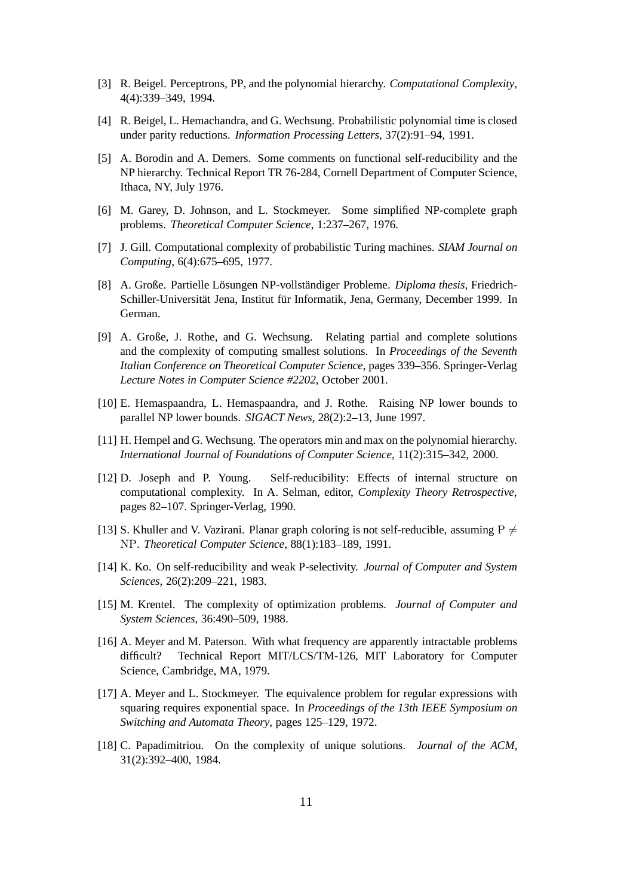[3] R. Beigel. Perceptrons, PP, and the polynomial hierarchy. *Computational Complexity*, 4(4):339–349, 1994.

[4] R. Beigel, L. Hemachandra, and G. Wechsung. Probabilistic polynomial time is closed under parity reductions. *Information Processing Letters*, 37(2):91–94, 1991.

[5] A. Borodin and A. Demers. Some comments on functional self-reducibility and the NP hierarchy. Technical Report TR 76-284, Cornell Department of Computer Science, Ithaca, NY, July 1976.

[6] M. Garey, D. Johnson, and L. Stockmeyer. Some simplified NP-complete graph problems. *Theoretical Computer Science*, 1:237–267, 1976.

[7] J. Gill. Computational complexity of probabilistic Turing machines. *SIAM Journal on Computing*, 6(4):675–695, 1977.

[8] A. Große. Partielle Lösungen NP-vollständiger Probleme. *Diploma thesis*, Friedrich-Schiller-Universität Jena, Institut für Informatik, Jena, Germany, December 1999. In German.

[9] A. Große, J. Rothe, and G. Wechsung. Relating partial and complete solutions and the complexity of computing smallest solutions. In *Proceedings of the Seventh Italian Conference on Theoretical Computer Science*, pages 339–356. Springer-Verlag *Lecture Notes in Computer Science #2202*, October 2001.

[10] E. Hemaspaandra, L. Hemaspaandra, and J. Rothe. Raising NP lower bounds to parallel NP lower bounds. *SIGACT News*, 28(2):2–13, June 1997.

[11] H. Hempel and G. Wechsung. The operators min and max on the polynomial hierarchy. *International Journal of Foundations of Computer Science*, 11(2):315–342, 2000.

[12] D. Joseph and P. Young. Self-reducibility: Effects of internal structure on computational complexity. In A. Selman, editor, *Complexity Theory Retrospective*, pages 82–107. Springer-Verlag, 1990.

[13] S. Khuller and V. Vazirani. Planar graph coloring is not self-reducible, assuming $\mathrm{P} \neq \mathrm{NP}$. *Theoretical Computer Science*, 88(1):183–189, 1991.

[14] K. Ko. On self-reducibility and weak P-selectivity. *Journal of Computer and System Sciences*, 26(2):209–221, 1983.

[15] M. Krentel. The complexity of optimization problems. *Journal of Computer and System Sciences*, 36:490–509, 1988.

[16] A. Meyer and M. Paterson. With what frequency are apparently intractable problems difficult? Technical Report MIT/LCS/TM-126, MIT Laboratory for Computer Science, Cambridge, MA, 1979.

[17] A. Meyer and L. Stockmeyer. The equivalence problem for regular expressions with squaring requires exponential space. In *Proceedings of the 13th IEEE Symposium on Switching and Automata Theory*, pages 125–129, 1972.

[18] C. Papadimitriou. On the complexity of unique solutions. *Journal of the ACM*, 31(2):392–400, 1984.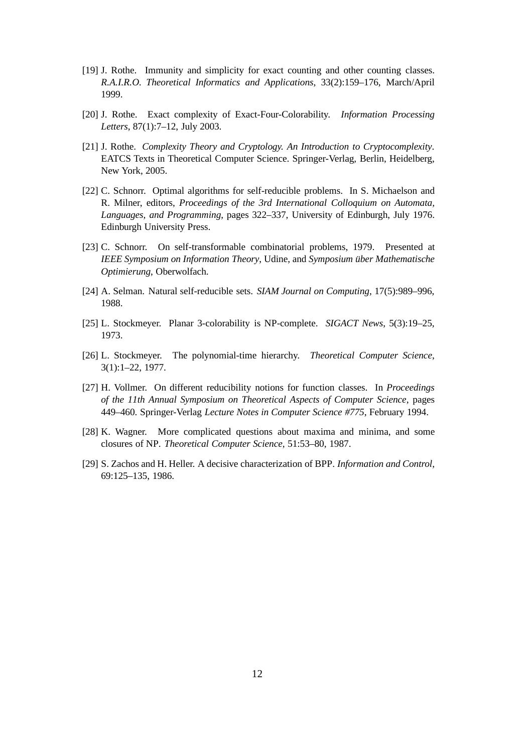[19] J. Rothe. Immunity and simplicity for exact counting and other counting classes. *R.A.I.R.O. Theoretical Informatics and Applications*, 33(2):159–176, March/April 1999.

[20] J. Rothe. Exact complexity of Exact-Four-Colorability. *Information Processing Letters*, 87(1):7–12, July 2003.

[21] J. Rothe. *Complexity Theory and Cryptology. An Introduction to Cryptocomplexity*. EATCS Texts in Theoretical Computer Science. Springer-Verlag, Berlin, Heidelberg, New York, 2005.

[22] C. Schnorr. Optimal algorithms for self-reducible problems. In S. Michaelson and R. Milner, editors, *Proceedings of the 3rd International Colloquium on Automata, Languages, and Programming*, pages 322–337, University of Edinburgh, July 1976. Edinburgh University Press.

[23] C. Schnorr. On self-transformable combinatorial problems, 1979. Presented at *IEEE Symposium on Information Theory*, Udine, and *Symposium über Mathematische Optimierung*, Oberwolfach.

[24] A. Selman. Natural self-reducible sets. *SIAM Journal on Computing*, 17(5):989–996, 1988.

[25] L. Stockmeyer. Planar 3-colorability is NP-complete. *SIGACT News*, 5(3):19–25, 1973.

[26] L. Stockmeyer. The polynomial-time hierarchy. *Theoretical Computer Science*, 3(1):1–22, 1977.

[27] H. Vollmer. On different reducibility notions for function classes. In *Proceedings of the 11th Annual Symposium on Theoretical Aspects of Computer Science*, pages 449–460. Springer-Verlag *Lecture Notes in Computer Science #775*, February 1994.

[28] K. Wagner. More complicated questions about maxima and minima, and some closures of NP. *Theoretical Computer Science*, 51:53–80, 1987.

[29] S. Zachos and H. Heller. A decisive characterization of BPP. *Information and Control*, 69:125–135, 1986.